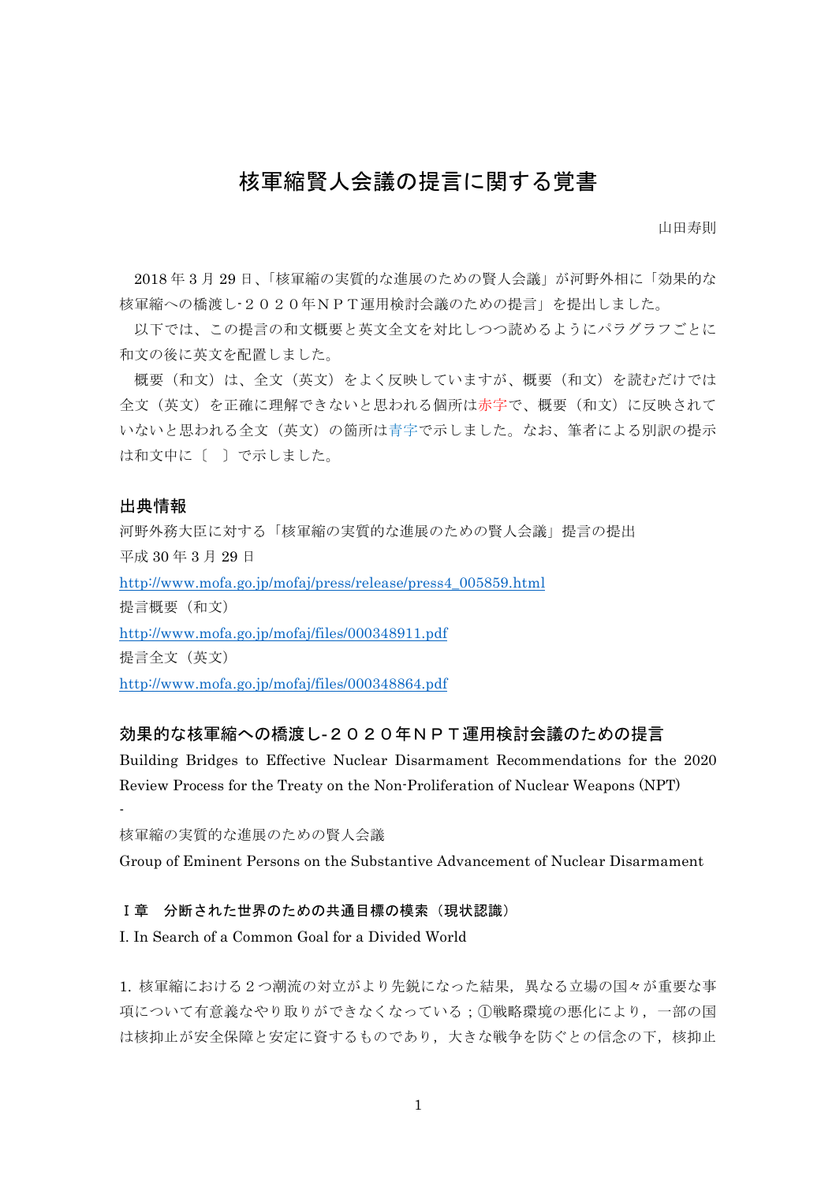# 核軍縮賢人会議の提言に関する覚書

山田寿則

2018 年 3 月 29 日、「核軍縮の実質的な進展のための賢人会議」が河野外相に「効果的な核軍縮への橋渡し-２０２０年ＮＰＴ運用検討会議のための提言」を提出しました。

以下では、この提言の和文概要と英文全文を対比しつつ読めるようにパラグラフごとに和文の後に英文を配置しました。

概要（和文）は、全文（英文）をよく反映していますが、概要（和文）を読むだけでは全文（英文）を正確に理解できないと思われる個所は赤字で、概要（和文）に反映されていないと思われる全文（英文）の箇所は青字で示しました。なお、筆者による別訳の提示は和文中に〔 〕で示しました。

## 出典情報

河野外務大臣に対する「核軍縮の実質的な進展のための賢人会議」提言の提出

平成 30 年 3 月 29 日

http://www.mofa.go.jp/mofaj/press/release/press4_005859.html

提言概要（和文）

http://www.mofa.go.jp/mofaj/files/000348911.pdf

提言全文（英文）

http://www.mofa.go.jp/mofaj/files/000348864.pdf

## 効果的な核軍縮への橋渡し-２０２０年ＮＰＴ運用検討会議のための提言

Building Bridges to Effective Nuclear Disarmament Recommendations for the 2020 Review Process for the Treaty on the Non-Proliferation of Nuclear Weapons (NPT)

-

核軍縮の実質的な進展のための賢人会議

Group of Eminent Persons on the Substantive Advancement of Nuclear Disarmament

### Ｉ章　分断された世界のための共通目標の模索（現状認識）

I. In Search of a Common Goal for a Divided World

1. 核軍縮における２つ潮流の対立がより先鋭になった結果，異なる立場の国々が重要な事項について有意義なやり取りができなくなっている；①戦略環境の悪化により，一部の国は核抑止が安全保障と安定に資するものであり，大きな戦争を防ぐとの信念の下，核抑止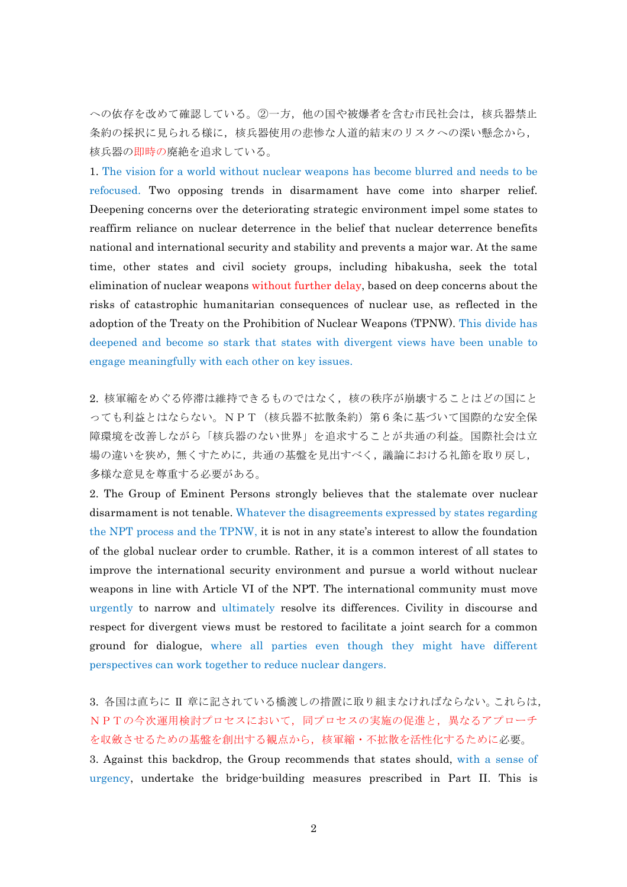への依存を改めて確認している。②一方，他の国や被爆者を含む市民社会は，核兵器禁止条約の採択に見られる様に，核兵器使用の悲惨な人道的結末のリスクへの深い懸念から，核兵器の即時の廃絶を追求している。

1. The vision for a world without nuclear weapons has become blurred and needs to be refocused. Two opposing trends in disarmament have come into sharper relief. Deepening concerns over the deteriorating strategic environment impel some states to reaffirm reliance on nuclear deterrence in the belief that nuclear deterrence benefits national and international security and stability and prevents a major war. At the same time, other states and civil society groups, including hibakusha, seek the total elimination of nuclear weapons without further delay, based on deep concerns about the risks of catastrophic humanitarian consequences of nuclear use, as reflected in the adoption of the Treaty on the Prohibition of Nuclear Weapons (TPNW). This divide has deepened and become so stark that states with divergent views have been unable to engage meaningfully with each other on key issues.

2. 核軍縮をめぐる停滞は維持できるものではなく，核の秩序が崩壊することはどの国にとっても利益とはならない。ＮＰＴ（核兵器不拡散条約）第６条に基づいて国際的な安全保障環境を改善しながら「核兵器のない世界」を追求することが共通の利益。国際社会は立場の違いを狭め，無くすために，共通の基盤を見出すべく，議論における礼節を取り戻し，多様な意見を尊重する必要がある。

2. The Group of Eminent Persons strongly believes that the stalemate over nuclear disarmament is not tenable. Whatever the disagreements expressed by states regarding the NPT process and the TPNW, it is not in any state's interest to allow the foundation of the global nuclear order to crumble. Rather, it is a common interest of all states to improve the international security environment and pursue a world without nuclear weapons in line with Article VI of the NPT. The international community must move urgently to narrow and ultimately resolve its differences. Civility in discourse and respect for divergent views must be restored to facilitate a joint search for a common ground for dialogue, where all parties even though they might have different perspectives can work together to reduce nuclear dangers.

3. 各国は直ちに II 章に記されている橋渡しの措置に取り組まなければならない。これらは，ＮＰＴの今次運用検討プロセスにおいて，同プロセスの実施の促進と，異なるアプローチを収斂させるための基盤を創出する観点から，核軍縮・不拡散を活性化するために必要。

3. Against this backdrop, the Group recommends that states should, with a sense of urgency, undertake the bridge-building measures prescribed in Part II. This is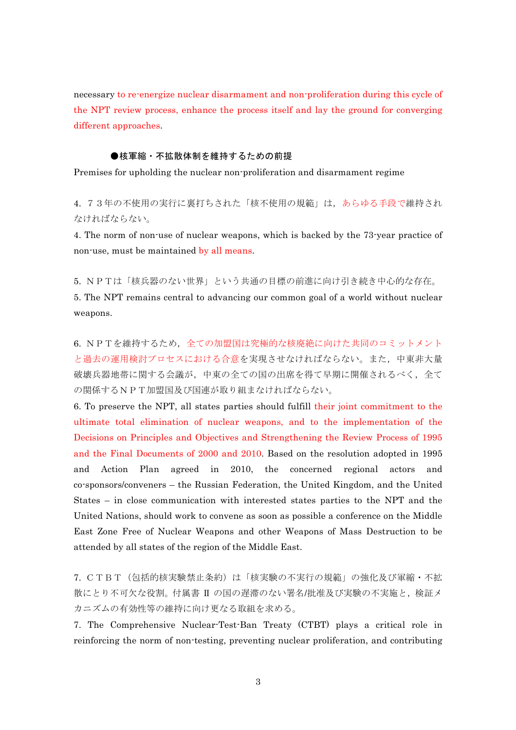necessary to re-energize nuclear disarmament and non-proliferation during this cycle of the NPT review process, enhance the process itself and lay the ground for converging different approaches.

### ●核軍縮・不拡散体制を維持するための前提

Premises for upholding the nuclear non-proliferation and disarmament regime

4. ７３年の不使用の実行に裏打ちされた「核不使用の規範」は，あらゆる手段で維持されなければならない。

4. The norm of non-use of nuclear weapons, which is backed by the 73-year practice of non-use, must be maintained by all means.

5. ＮＰＴは「核兵器のない世界」という共通の目標の前進に向け引き続き中心的な存在。

5. The NPT remains central to advancing our common goal of a world without nuclear weapons.

6. ＮＰＴを維持するため，全ての加盟国は究極的な核廃絶に向けた共同のコミットメントと過去の運用検討プロセスにおける合意を実現させなければならない。また，中東非大量破壊兵器地帯に関する会議が，中東の全ての国の出席を得て早期に開催されるべく，全ての関係するＮＰＴ加盟国及び国連が取り組まなければならない。

6. To preserve the NPT, all states parties should fulfill their joint commitment to the ultimate total elimination of nuclear weapons, and to the implementation of the Decisions on Principles and Objectives and Strengthening the Review Process of 1995 and the Final Documents of 2000 and 2010. Based on the resolution adopted in 1995 and Action Plan agreed in 2010, the concerned regional actors and co-sponsors/conveners – the Russian Federation, the United Kingdom, and the United States – in close communication with interested states parties to the NPT and the United Nations, should work to convene as soon as possible a conference on the Middle East Zone Free of Nuclear Weapons and other Weapons of Mass Destruction to be attended by all states of the region of the Middle East.

7. ＣＴＢＴ（包括的核実験禁止条約）は「核実験の不実行の規範」の強化及び軍縮・不拡散にとり不可欠な役割。付属書 II の国の遅滞のない署名/批准及び実験の不実施と，検証メカニズムの有効性等の維持に向け更なる取組を求める。

7. The Comprehensive Nuclear-Test-Ban Treaty (CTBT) plays a critical role in reinforcing the norm of non-testing, preventing nuclear proliferation, and contributing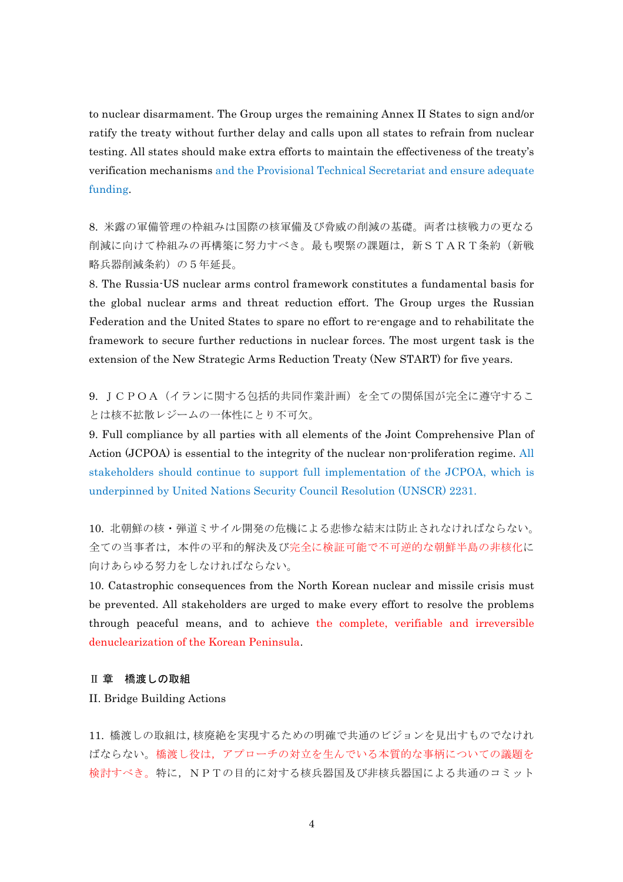to nuclear disarmament. The Group urges the remaining Annex II States to sign and/or ratify the treaty without further delay and calls upon all states to refrain from nuclear testing. All states should make extra efforts to maintain the effectiveness of the treaty's verification mechanisms and the Provisional Technical Secretariat and ensure adequate funding.

8. 米露の軍備管理の枠組みは国際の核軍備及び脅威の削減の基礎。両者は核戦力の更なる削減に向けて枠組みの再構築に努力すべき。最も喫緊の課題は，新ＳＴＡＲＴ条約（新戦略兵器削減条約）の５年延長。

8. The Russia-US nuclear arms control framework constitutes a fundamental basis for the global nuclear arms and threat reduction effort. The Group urges the Russian Federation and the United States to spare no effort to re-engage and to rehabilitate the framework to secure further reductions in nuclear forces. The most urgent task is the extension of the New Strategic Arms Reduction Treaty (New START) for five years.

9. ＪＣＰＯＡ（イランに関する包括的共同作業計画）を全ての関係国が完全に遵守することは核不拡散レジームの一体性にとり不可欠。

9. Full compliance by all parties with all elements of the Joint Comprehensive Plan of Action (JCPOA) is essential to the integrity of the nuclear non-proliferation regime. All stakeholders should continue to support full implementation of the JCPOA, which is underpinned by United Nations Security Council Resolution (UNSCR) 2231.

10. 北朝鮮の核・弾道ミサイル開発の危機による悲惨な結末は防止されなければならない。全ての当事者は，本件の平和的解決及び完全に検証可能で不可逆的な朝鮮半島の非核化に向けあらゆる努力をしなければならない。

10. Catastrophic consequences from the North Korean nuclear and missile crisis must be prevented. All stakeholders are urged to make every effort to resolve the problems through peaceful means, and to achieve the complete, verifiable and irreversible denuclearization of the Korean Peninsula.

## Ⅱ 章　橋渡しの取組

II. Bridge Building Actions

11. 橋渡しの取組は，核廃絶を実現するための明確で共通のビジョンを見出すものでなければならない。橋渡し役は，アプローチの対立を生んでいる本質的な事柄についての議題を検討すべき。特に，ＮＰＴの目的に対する核兵器国及び非核兵器国による共通のコミット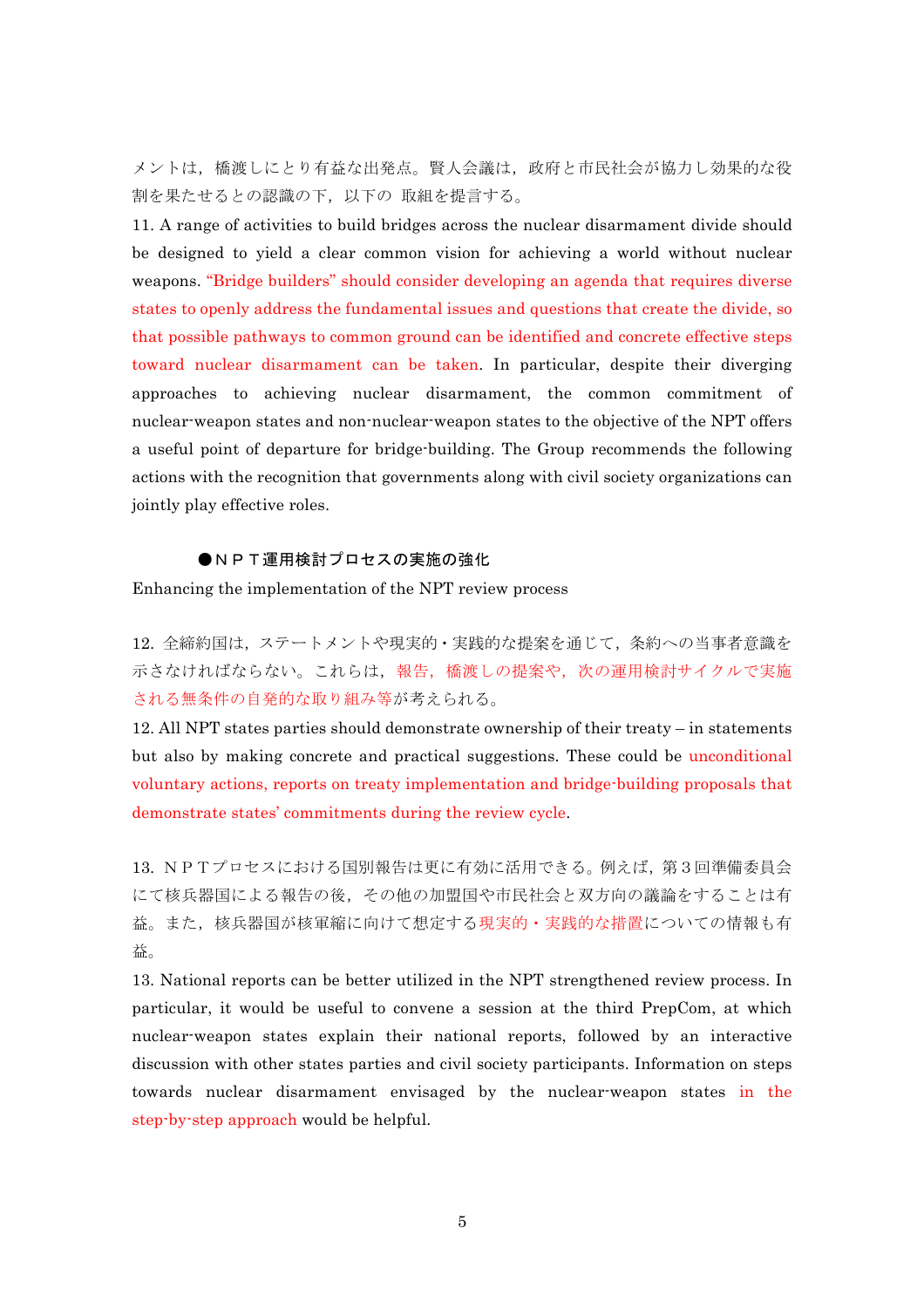メントは，橋渡しにとり有益な出発点。賢人会議は，政府と市民社会が協力し効果的な役割を果たせるとの認識の下，以下の 取組を提言する。

11. A range of activities to build bridges across the nuclear disarmament divide should be designed to yield a clear common vision for achieving a world without nuclear weapons. "Bridge builders" should consider developing an agenda that requires diverse states to openly address the fundamental issues and questions that create the divide, so that possible pathways to common ground can be identified and concrete effective steps toward nuclear disarmament can be taken. In particular, despite their diverging approaches to achieving nuclear disarmament, the common commitment of nuclear-weapon states and non-nuclear-weapon states to the objective of the NPT offers a useful point of departure for bridge-building. The Group recommends the following actions with the recognition that governments along with civil society organizations can jointly play effective roles.

### ●ＮＰＴ運用検討プロセスの実施の強化

Enhancing the implementation of the NPT review process

12. 全締約国は，ステートメントや現実的・実践的な提案を通じて，条約への当事者意識を示さなければならない。これらは，報告，橋渡しの提案や，次の運用検討サイクルで実施される無条件の自発的な取り組み等が考えられる。

12. All NPT states parties should demonstrate ownership of their treaty – in statements but also by making concrete and practical suggestions. These could be unconditional voluntary actions, reports on treaty implementation and bridge-building proposals that demonstrate states' commitments during the review cycle.

13. ＮＰＴプロセスにおける国別報告は更に有効に活用できる。例えば，第３回準備委員会にて核兵器国による報告の後，その他の加盟国や市民社会と双方向の議論をすることは有益。また，核兵器国が核軍縮に向けて想定する現実的・実践的な措置についての情報も有益。

13. National reports can be better utilized in the NPT strengthened review process. In particular, it would be useful to convene a session at the third PrepCom, at which nuclear-weapon states explain their national reports, followed by an interactive discussion with other states parties and civil society participants. Information on steps towards nuclear disarmament envisaged by the nuclear-weapon states in the step-by-step approach would be helpful.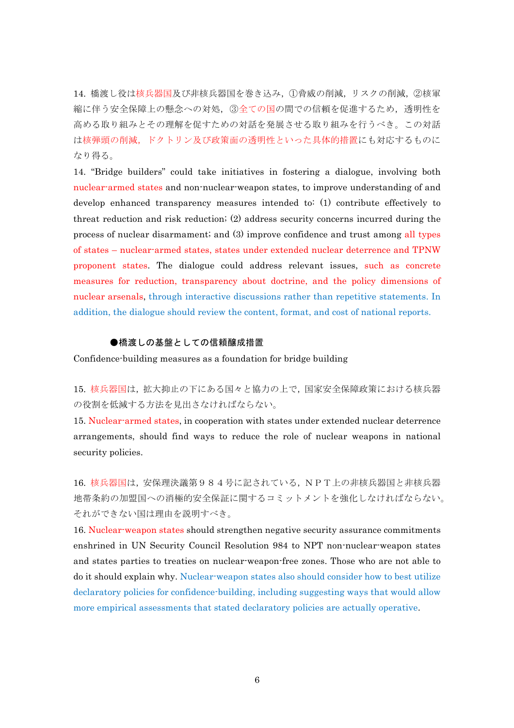14. 橋渡し役は核兵器国及び非核兵器国を巻き込み，①脅威の削減，リスクの削減，②核軍縮に伴う安全保障上の懸念への対処，③全ての国の間での信頼を促進するため，透明性を高める取り組みとその理解を促すための対話を発展させる取り組みを行うべき。この対話は核弾頭の削減，ドクトリン及び政策面の透明性といった具体的措置にも対応するものになり得る。

14. "Bridge builders" could take initiatives in fostering a dialogue, involving both nuclear-armed states and non-nuclear-weapon states, to improve understanding of and develop enhanced transparency measures intended to: (1) contribute effectively to threat reduction and risk reduction; (2) address security concerns incurred during the process of nuclear disarmament; and (3) improve confidence and trust among all types of states – nuclear-armed states, states under extended nuclear deterrence and TPNW proponent states. The dialogue could address relevant issues, such as concrete measures for reduction, transparency about doctrine, and the policy dimensions of nuclear arsenals, through interactive discussions rather than repetitive statements. In addition, the dialogue should review the content, format, and cost of national reports.

**●橋渡しの基盤としての信頼醸成措置**

Confidence-building measures as a foundation for bridge building

15. 核兵器国は，拡大抑止の下にある国々と協力の上で，国家安全保障政策における核兵器の役割を低減する方法を見出さなければならない。

15. Nuclear-armed states, in cooperation with states under extended nuclear deterrence arrangements, should find ways to reduce the role of nuclear weapons in national security policies.

16. 核兵器国は，安保理決議第９８４号に記されている，ＮＰＴ上の非核兵器国と非核兵器地帯条約の加盟国への消極的安全保証に関するコミットメントを強化しなければならない。それができない国は理由を説明すべき。

16. Nuclear-weapon states should strengthen negative security assurance commitments enshrined in UN Security Council Resolution 984 to NPT non-nuclear-weapon states and states parties to treaties on nuclear-weapon-free zones. Those who are not able to do it should explain why. Nuclear-weapon states also should consider how to best utilize declaratory policies for confidence-building, including suggesting ways that would allow more empirical assessments that stated declaratory policies are actually operative.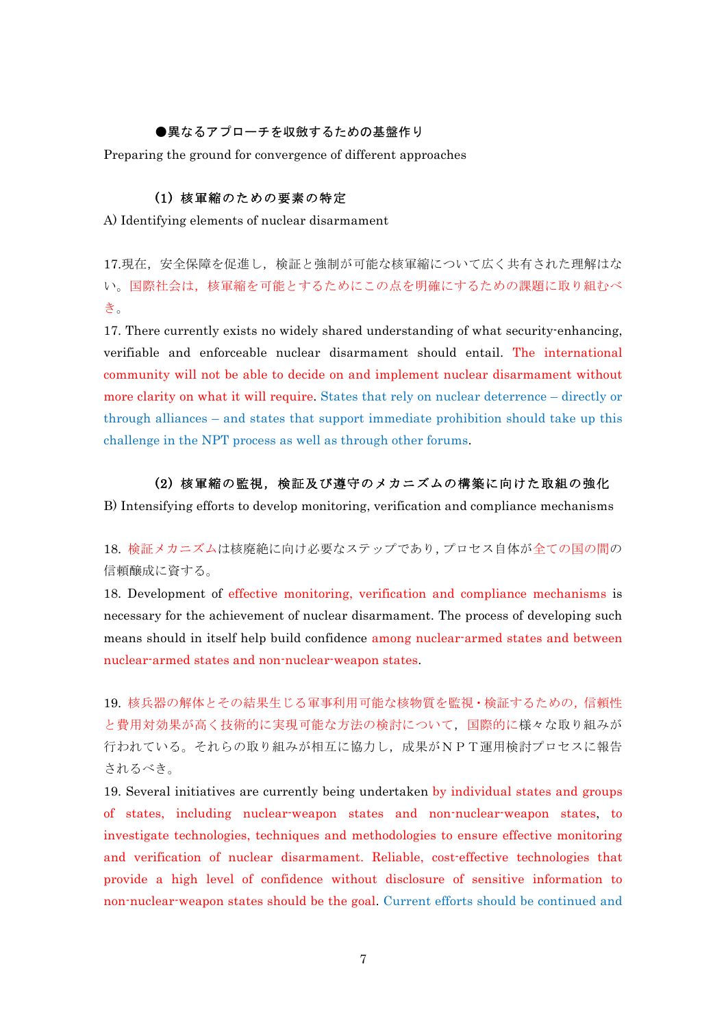●異なるアプローチを収斂するための基盤作り

Preparing the ground for convergence of different approaches

**（1）核軍縮のための要素の特定**

A) Identifying elements of nuclear disarmament

17.現在，安全保障を促進し，検証と強制が可能な核軍縮について広く共有された理解はない。国際社会は，核軍縮を可能とするためにこの点を明確にするための課題に取り組むべき。

17. There currently exists no widely shared understanding of what security-enhancing, verifiable and enforceable nuclear disarmament should entail. The international community will not be able to decide on and implement nuclear disarmament without more clarity on what it will require. States that rely on nuclear deterrence – directly or through alliances – and states that support immediate prohibition should take up this challenge in the NPT process as well as through other forums.

**（2）核軍縮の監視，検証及び遵守のメカニズムの構築に向けた取組の強化**

B) Intensifying efforts to develop monitoring, verification and compliance mechanisms

18. 検証メカニズムは核廃絶に向け必要なステップであり，プロセス自体が全ての国の間の信頼醸成に資する。

18. Development of effective monitoring, verification and compliance mechanisms is necessary for the achievement of nuclear disarmament. The process of developing such means should in itself help build confidence among nuclear-armed states and between nuclear-armed states and non-nuclear-weapon states.

19. 核兵器の解体とその結果生じる軍事利用可能な核物質を監視・検証するための，信頼性と費用対効果が高く技術的に実現可能な方法の検討について，国際的に様々な取り組みが行われている。それらの取り組みが相互に協力し，成果がＮＰＴ運用検討プロセスに報告されるべき。

19. Several initiatives are currently being undertaken by individual states and groups of states, including nuclear-weapon states and non-nuclear-weapon states, to investigate technologies, techniques and methodologies to ensure effective monitoring and verification of nuclear disarmament. Reliable, cost-effective technologies that provide a high level of confidence without disclosure of sensitive information to non-nuclear-weapon states should be the goal. Current efforts should be continued and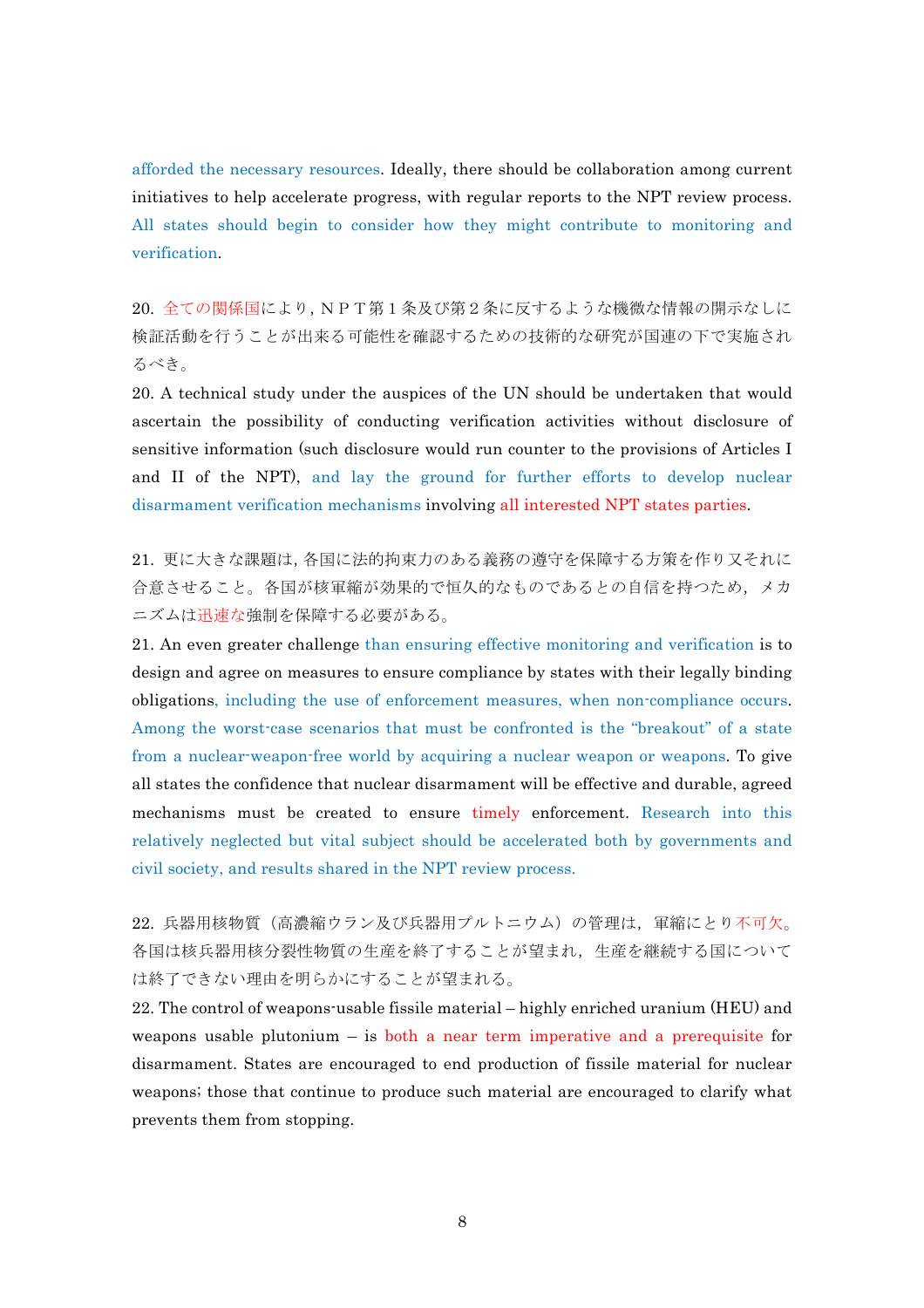afforded the necessary resources. Ideally, there should be collaboration among current initiatives to help accelerate progress, with regular reports to the NPT review process. All states should begin to consider how they might contribute to monitoring and verification.

20. 全ての関係国により，ＮＰＴ第１条及び第２条に反するような機微な情報の開示なしに検証活動を行うことが出来る可能性を確認するための技術的な研究が国連の下で実施されるべき。

20. A technical study under the auspices of the UN should be undertaken that would ascertain the possibility of conducting verification activities without disclosure of sensitive information (such disclosure would run counter to the provisions of Articles I and II of the NPT), and lay the ground for further efforts to develop nuclear disarmament verification mechanisms involving all interested NPT states parties.

21. 更に大きな課題は, 各国に法的拘束力のある義務の遵守を保障する方策を作り又それに合意させること。各国が核軍縮が効果的で恒久的なものであるとの自信を持つため，メカニズムは迅速な強制を保障する必要がある。

21. An even greater challenge than ensuring effective monitoring and verification is to design and agree on measures to ensure compliance by states with their legally binding obligations, including the use of enforcement measures, when non-compliance occurs. Among the worst-case scenarios that must be confronted is the "breakout" of a state from a nuclear-weapon-free world by acquiring a nuclear weapon or weapons. To give all states the confidence that nuclear disarmament will be effective and durable, agreed mechanisms must be created to ensure timely enforcement. Research into this relatively neglected but vital subject should be accelerated both by governments and civil society, and results shared in the NPT review process.

22. 兵器用核物質（高濃縮ウラン及び兵器用プルトニウム）の管理は，軍縮にとり不可欠。各国は核兵器用核分裂性物質の生産を終了することが望まれ，生産を継続する国については終了できない理由を明らかにすることが望まれる。

22. The control of weapons-usable fissile material – highly enriched uranium (HEU) and weapons usable plutonium – is both a near term imperative and a prerequisite for disarmament. States are encouraged to end production of fissile material for nuclear weapons; those that continue to produce such material are encouraged to clarify what prevents them from stopping.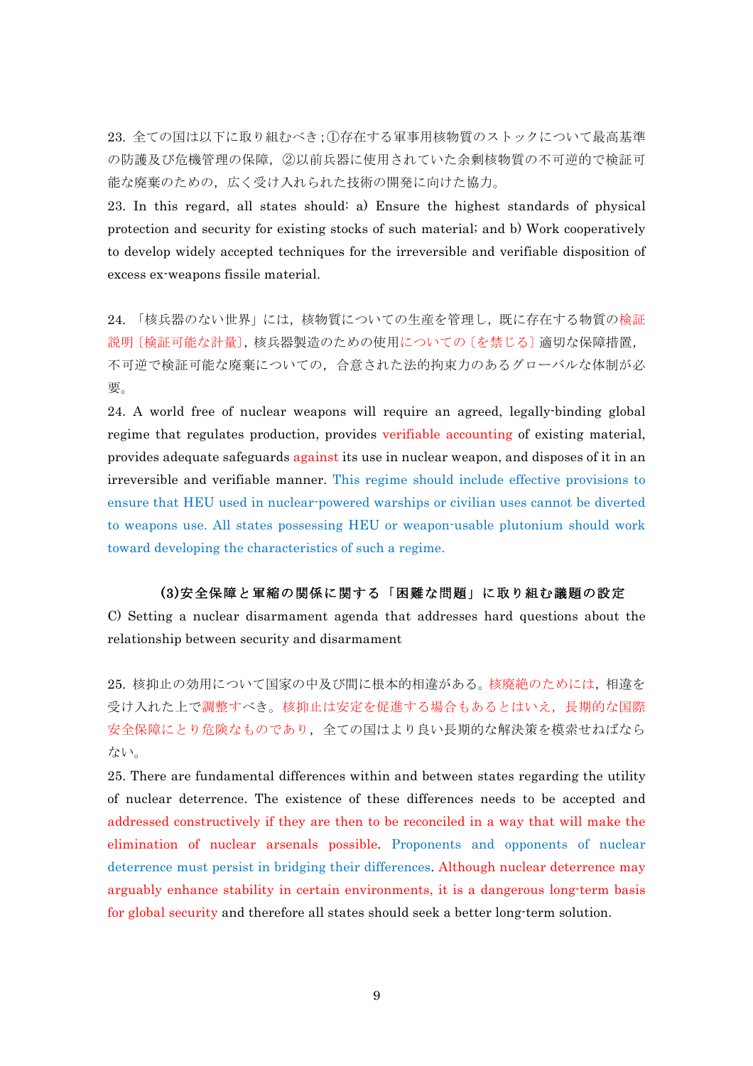23. 全ての国は以下に取り組むべき；①存在する軍事用核物質のストックについて最高基準の防護及び危機管理の保障，②以前兵器に使用されていた余剰核物質の不可逆的で検証可能な廃棄のための，広く受け入れられた技術の開発に向けた協力。

23. In this regard, all states should: a) Ensure the highest standards of physical protection and security for existing stocks of such material; and b) Work cooperatively to develop widely accepted techniques for the irreversible and verifiable disposition of excess ex-weapons fissile material.

24. 「核兵器のない世界」には，核物質についての生産を管理し，既に存在する物質の検証説明〔検証可能な計量〕，核兵器製造のための使用についての〔を禁じる〕適切な保障措置，不可逆で検証可能な廃棄についての，合意された法的拘束力のあるグローバルな体制が必要。

24. A world free of nuclear weapons will require an agreed, legally-binding global regime that regulates production, provides verifiable accounting of existing material, provides adequate safeguards against its use in nuclear weapon, and disposes of it in an irreversible and verifiable manner. This regime should include effective provisions to ensure that HEU used in nuclear-powered warships or civilian uses cannot be diverted to weapons use. All states possessing HEU or weapon-usable plutonium should work toward developing the characteristics of such a regime.

### (3)安全保障と軍縮の関係に関する「困難な問題」に取り組む議題の設定

C) Setting a nuclear disarmament agenda that addresses hard questions about the relationship between security and disarmament

25. 核抑止の効用について国家の中及び間に根本的相違がある。核廃絶のためには，相違を受け入れた上で調整すべき。核抑止は安定を促進する場合もあるとはいえ，長期的な国際安全保障にとり危険なものであり，全ての国はより良い長期的な解決策を模索せねばならない。

25. There are fundamental differences within and between states regarding the utility of nuclear deterrence. The existence of these differences needs to be accepted and addressed constructively if they are then to be reconciled in a way that will make the elimination of nuclear arsenals possible. Proponents and opponents of nuclear deterrence must persist in bridging their differences. Although nuclear deterrence may arguably enhance stability in certain environments, it is a dangerous long-term basis for global security and therefore all states should seek a better long-term solution.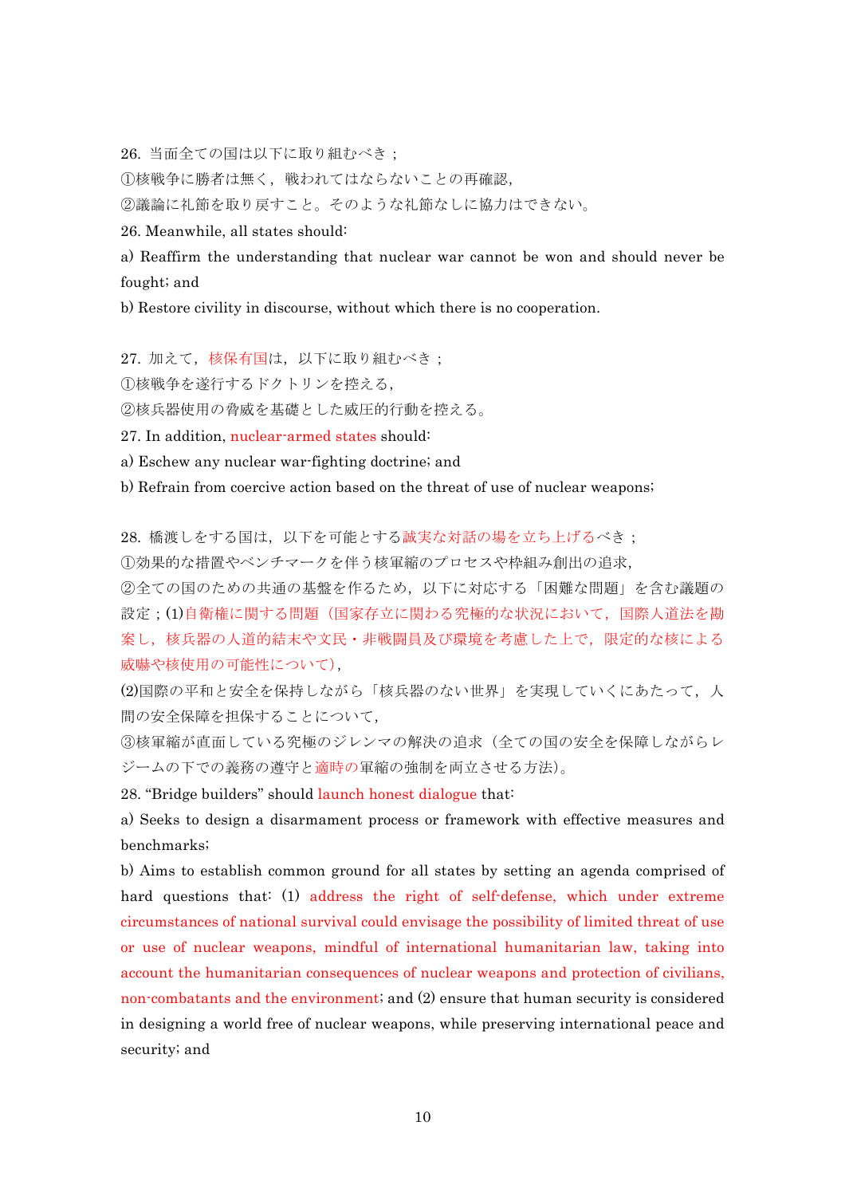26. 当面全ての国は以下に取り組むべき；

①核戦争に勝者は無く，戦われてはならないことの再確認，

②議論に礼節を取り戻すこと。そのような礼節なしに協力はできない。

26. Meanwhile, all states should:

a) Reaffirm the understanding that nuclear war cannot be won and should never be fought; and

b) Restore civility in discourse, without which there is no cooperation.

27. 加えて，核保有国は，以下に取り組むべき；

①核戦争を遂行するドクトリンを控える，

②核兵器使用の脅威を基礎とした威圧的行動を控える。

27. In addition, nuclear-armed states should:

a) Eschew any nuclear war-fighting doctrine; and

b) Refrain from coercive action based on the threat of use of nuclear weapons;

28. 橋渡しをする国は，以下を可能とする誠実な対話の場を立ち上げるべき；

①効果的な措置やベンチマークを伴う核軍縮のプロセスや枠組み創出の追求，

②全ての国のための共通の基盤を作るため，以下に対応する「困難な問題」を含む議題の設定；(1)自衛権に関する問題（国家存立に関わる究極的な状況において，国際人道法を勘案し，核兵器の人道的結末や文民・非戦闘員及び環境を考慮した上で，限定的な核による威嚇や核使用の可能性について），

(2)国際の平和と安全を保持しながら「核兵器のない世界」を実現していくにあたって，人間の安全保障を担保することについて，

③核軍縮が直面している究極のジレンマの解決の追求（全ての国の安全を保障しながらレジームの下での義務の遵守と適時の軍縮の強制を両立させる方法）。

28. “Bridge builders” should launch honest dialogue that:

a) Seeks to design a disarmament process or framework with effective measures and benchmarks;

b) Aims to establish common ground for all states by setting an agenda comprised of hard questions that: (1) address the right of self-defense, which under extreme circumstances of national survival could envisage the possibility of limited threat of use or use of nuclear weapons, mindful of international humanitarian law, taking into account the humanitarian consequences of nuclear weapons and protection of civilians, non-combatants and the environment; and (2) ensure that human security is considered in designing a world free of nuclear weapons, while preserving international peace and security; and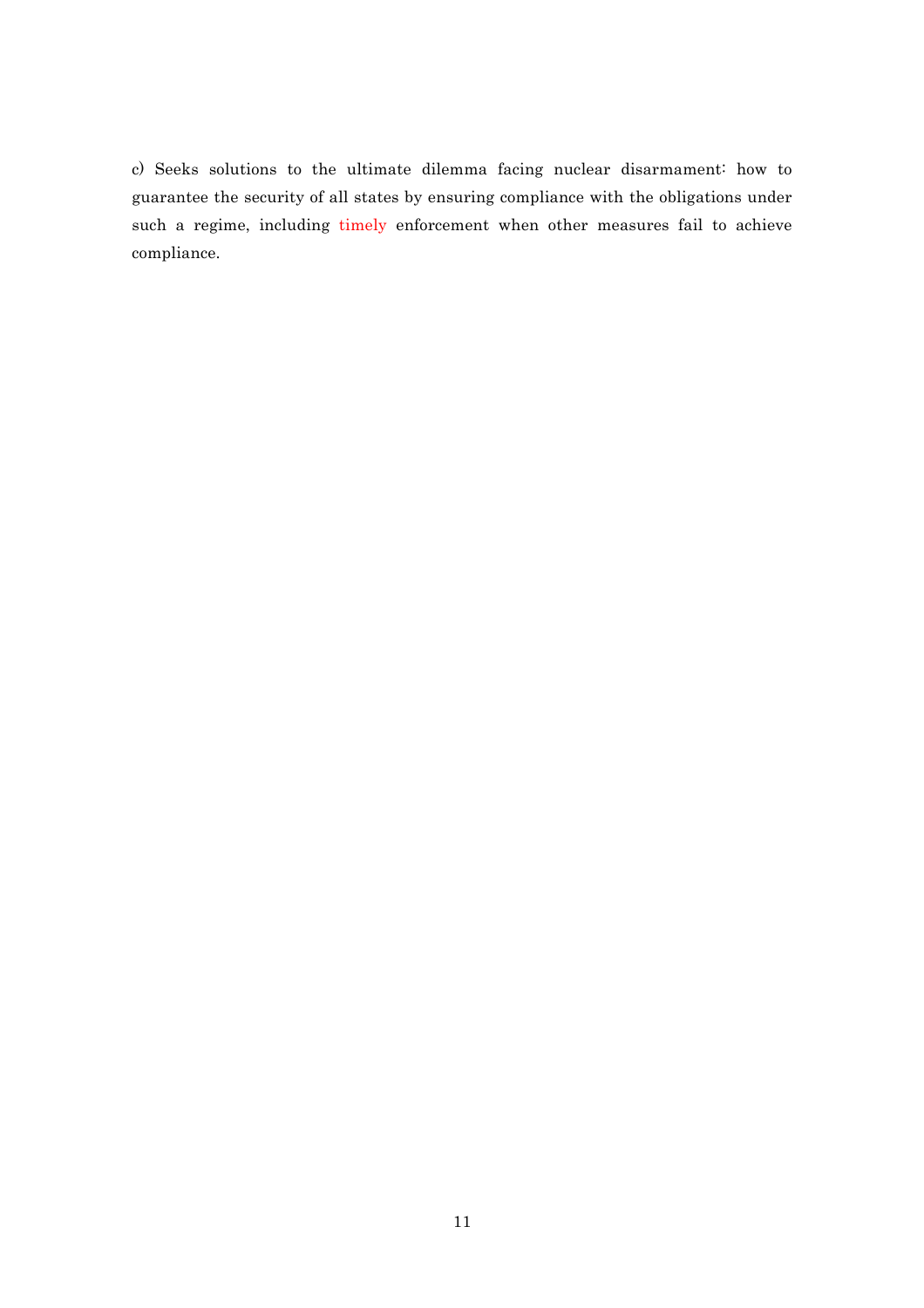c) Seeks solutions to the ultimate dilemma facing nuclear disarmament: how to guarantee the security of all states by ensuring compliance with the obligations under such a regime, including timely enforcement when other measures fail to achieve compliance.